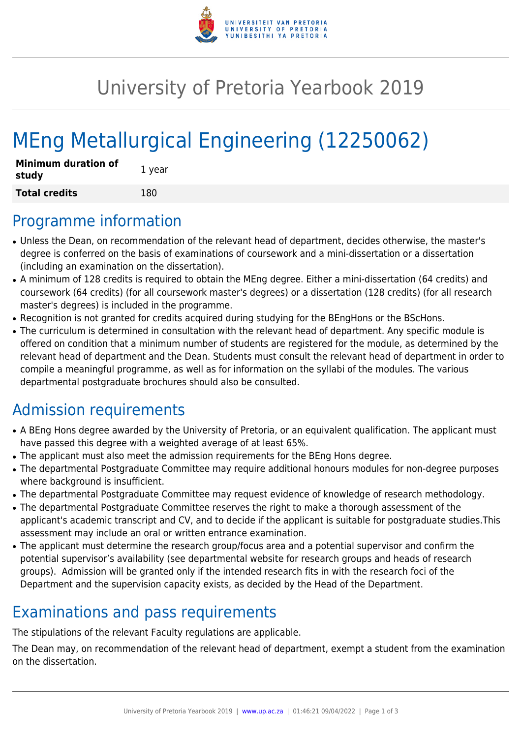# University of Pretoria Yearbook 2019

# MEng Metallurgical Engineering (12250062)

| **Minimum duration of study** | 1 year |
|---|---|
| **Total credits** | 180 |

## Programme information

- Unless the Dean, on recommendation of the relevant head of department, decides otherwise, the master's degree is conferred on the basis of examinations of coursework and a mini-dissertation or a dissertation (including an examination on the dissertation).
- A minimum of 128 credits is required to obtain the MEng degree. Either a mini-dissertation (64 credits) and coursework (64 credits) (for all coursework master's degrees) or a dissertation (128 credits) (for all research master's degrees) is included in the programme.
- Recognition is not granted for credits acquired during studying for the BEngHons or the BScHons.
- The curriculum is determined in consultation with the relevant head of department. Any specific module is offered on condition that a minimum number of students are registered for the module, as determined by the relevant head of department and the Dean. Students must consult the relevant head of department in order to compile a meaningful programme, as well as for information on the syllabi of the modules. The various departmental postgraduate brochures should also be consulted.

## Admission requirements

- A BEng Hons degree awarded by the University of Pretoria, or an equivalent qualification. The applicant must have passed this degree with a weighted average of at least 65%.
- The applicant must also meet the admission requirements for the BEng Hons degree.
- The departmental Postgraduate Committee may require additional honours modules for non-degree purposes where background is insufficient.
- The departmental Postgraduate Committee may request evidence of knowledge of research methodology.
- The departmental Postgraduate Committee reserves the right to make a thorough assessment of the applicant's academic transcript and CV, and to decide if the applicant is suitable for postgraduate studies.This assessment may include an oral or written entrance examination.
- The applicant must determine the research group/focus area and a potential supervisor and confirm the potential supervisor's availability (see departmental website for research groups and heads of research groups). Admission will be granted only if the intended research fits in with the research foci of the Department and the supervision capacity exists, as decided by the Head of the Department.

## Examinations and pass requirements

The stipulations of the relevant Faculty regulations are applicable.

The Dean may, on recommendation of the relevant head of department, exempt a student from the examination on the dissertation.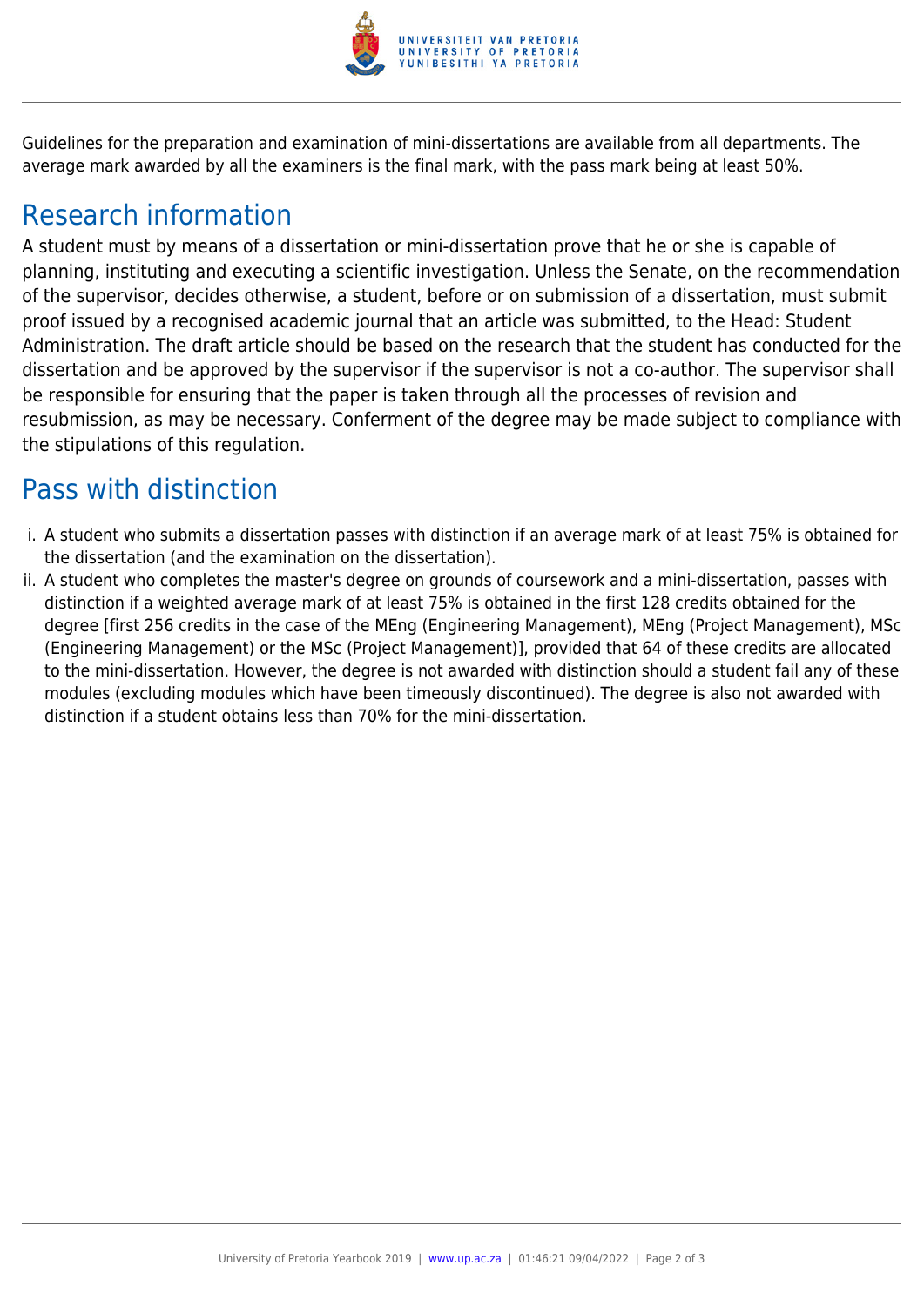Guidelines for the preparation and examination of mini-dissertations are available from all departments. The average mark awarded by all the examiners is the final mark, with the pass mark being at least 50%.

## Research information

A student must by means of a dissertation or mini-dissertation prove that he or she is capable of planning, instituting and executing a scientific investigation. Unless the Senate, on the recommendation of the supervisor, decides otherwise, a student, before or on submission of a dissertation, must submit proof issued by a recognised academic journal that an article was submitted, to the Head: Student Administration. The draft article should be based on the research that the student has conducted for the dissertation and be approved by the supervisor if the supervisor is not a co-author. The supervisor shall be responsible for ensuring that the paper is taken through all the processes of revision and resubmission, as may be necessary. Conferment of the degree may be made subject to compliance with the stipulations of this regulation.

## Pass with distinction

i. A student who submits a dissertation passes with distinction if an average mark of at least 75% is obtained for the dissertation (and the examination on the dissertation).

ii. A student who completes the master's degree on grounds of coursework and a mini-dissertation, passes with distinction if a weighted average mark of at least 75% is obtained in the first 128 credits obtained for the degree [first 256 credits in the case of the MEng (Engineering Management), MEng (Project Management), MSc (Engineering Management) or the MSc (Project Management)], provided that 64 of these credits are allocated to the mini-dissertation. However, the degree is not awarded with distinction should a student fail any of these modules (excluding modules which have been timeously discontinued). The degree is also not awarded with distinction if a student obtains less than 70% for the mini-dissertation.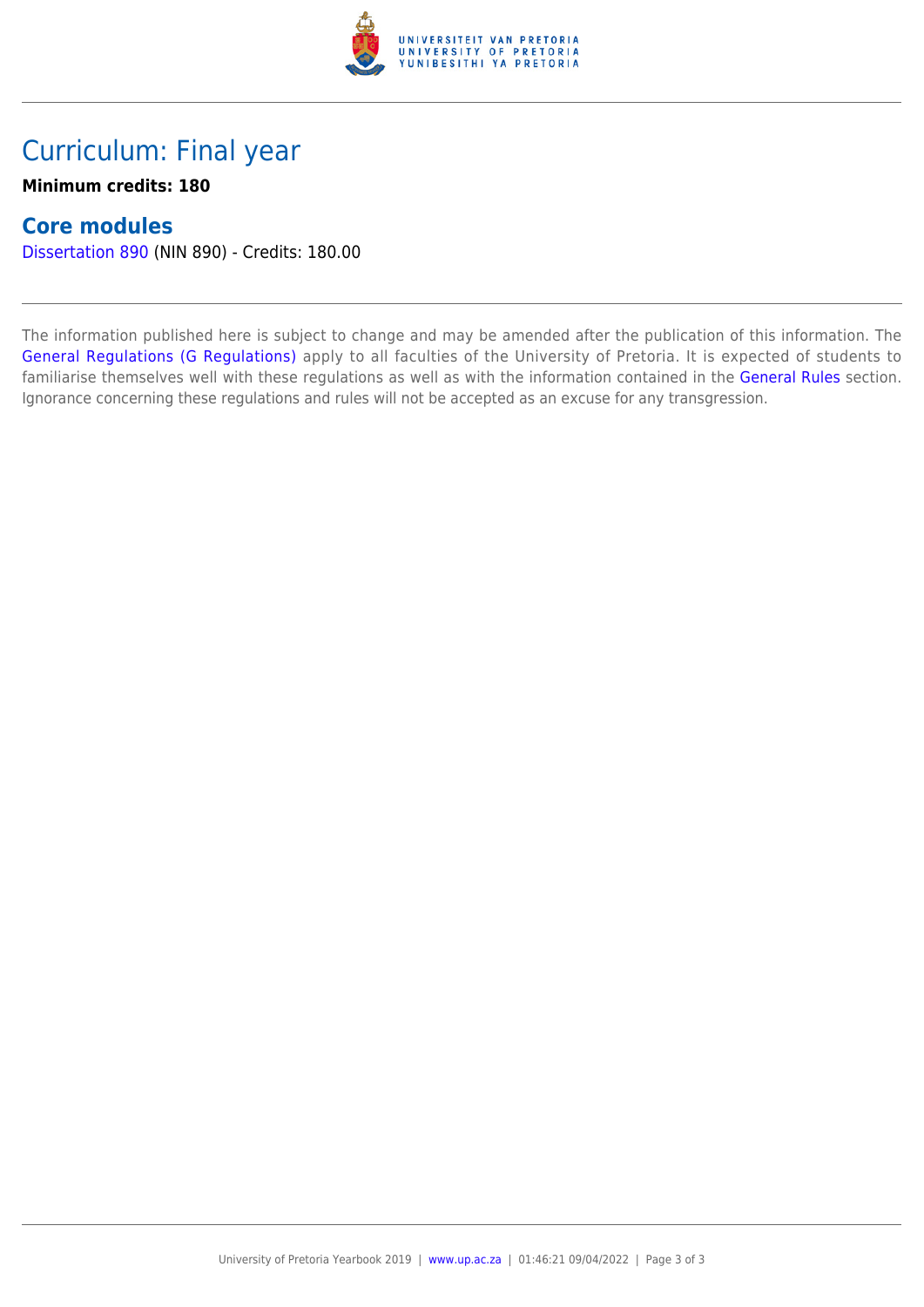## Curriculum: Final year

**Minimum credits: 180**

### Core modules

Dissertation 890 (NIN 890) - Credits: 180.00

The information published here is subject to change and may be amended after the publication of this information. The General Regulations (G Regulations) apply to all faculties of the University of Pretoria. It is expected of students to familiarise themselves well with these regulations as well as with the information contained in the General Rules section. Ignorance concerning these regulations and rules will not be accepted as an excuse for any transgression.